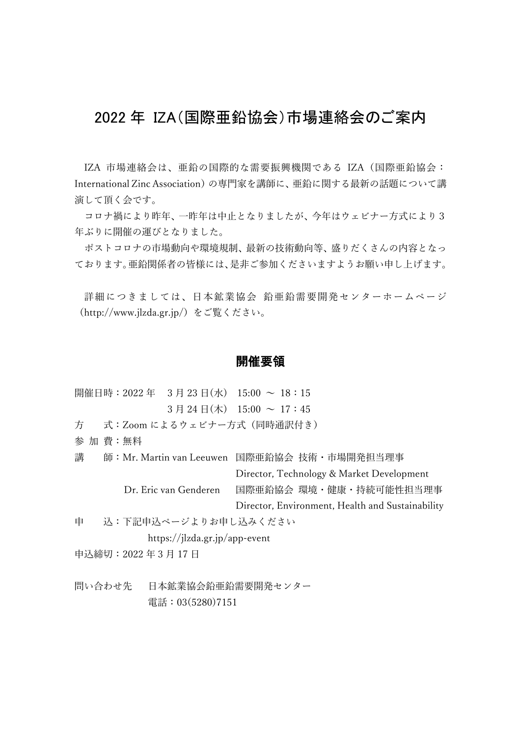# 2022 年 IZA(国際亜鉛協会)市場連絡会のご案内

IZA 市場連絡会は、亜鉛の国際的な需要振興機関である IZA（国際亜鉛協会：International Zinc Association）の専門家を講師に、亜鉛に関する最新の話題について講演して頂く会です。

コロナ禍により昨年、一昨年は中止となりましたが、今年はウェビナー方式により３年ぶりに開催の運びとなりました。

ポストコロナの市場動向や環境規制、最新の技術動向等、盛りだくさんの内容となっております。亜鉛関係者の皆様には、是非ご参加くださいますようお願い申し上げます。

詳細につきましては、日本鉱業協会 鉛亜鉛需要開発センターホームページ（http://www.jlzda.gr.jp/）をご覧ください。

## 開催要領

開催日時：2022 年　3 月 23 日(水)　15:00 ～ 18：15
　　　　　　　　　3 月 24 日(木)　15:00 ～ 17：45

方　　式：Zoom によるウェビナー方式（同時通訳付き）

参 加 費：無料

講　　師：Mr. Martin van Leeuwen　国際亜鉛協会 技術・市場開発担当理事
　　　　　　　　　　　　　　　　　Director, Technology & Market Development
　　　　　Dr. Eric van Genderen　国際亜鉛協会 環境・健康・持続可能性担当理事
　　　　　　　　　　　　　　　　　Director, Environment, Health and Sustainability

申　　込：下記申込ページよりお申し込みください
　　　　　https://jlzda.gr.jp/app-event

申込締切：2022 年 3 月 17 日

問い合わせ先　日本鉱業協会鉛亜鉛需要開発センター
　　　　　　　電話：03(5280)7151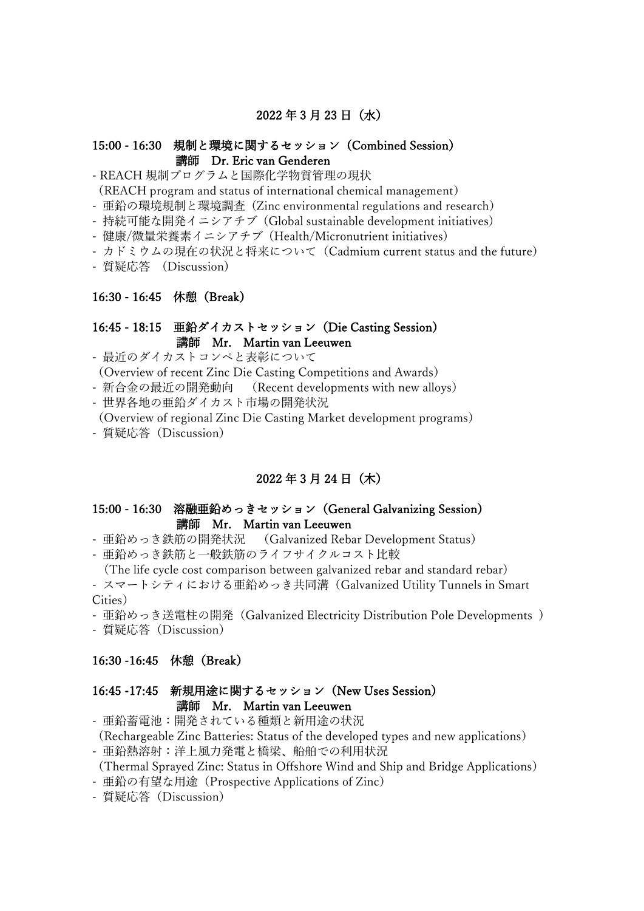## 2022 年 3 月 23 日（水）

**15:00 - 16:30　規制と環境に関するセッション（Combined Session）**
**講師　Dr. Eric van Genderen**

- REACH 規制プログラムと国際化学物質管理の現状
（REACH program and status of international chemical management）
- 亜鉛の環境規制と環境調査（Zinc environmental regulations and research）
- 持続可能な開発イニシアチブ（Global sustainable development initiatives）
- 健康/微量栄養素イニシアチブ（Health/Micronutrient initiatives）
- カドミウムの現在の状況と将来について（Cadmium current status and the future）
- 質疑応答　（Discussion）

**16:30 - 16:45　休憩（Break）**

**16:45 - 18:15　亜鉛ダイカストセッション（Die Casting Session）**
**講師　Mr.　Martin van Leeuwen**

- 最近のダイカストコンペと表彰について
（Overview of recent Zinc Die Casting Competitions and Awards）
- 新合金の最近の開発動向　（Recent developments with new alloys）
- 世界各地の亜鉛ダイカスト市場の開発状況
（Overview of regional Zinc Die Casting Market development programs）
- 質疑応答（Discussion）

## 2022 年 3 月 24 日（木）

**15:00 - 16:30　溶融亜鉛めっきセッション（General Galvanizing Session）**
**講師　Mr.　Martin van Leeuwen**

- 亜鉛めっき鉄筋の開発状況　（Galvanized Rebar Development Status）
- 亜鉛めっき鉄筋と一般鉄筋のライフサイクルコスト比較
（The life cycle cost comparison between galvanized rebar and standard rebar）
- スマートシティにおける亜鉛めっき共同溝（Galvanized Utility Tunnels in Smart Cities）
- 亜鉛めっき送電柱の開発（Galvanized Electricity Distribution Pole Developments ）
- 質疑応答（Discussion）

**16:30 -16:45　休憩（Break）**

**16:45 -17:45　新規用途に関するセッション（New Uses Session）**
**講師　Mr.　Martin van Leeuwen**

- 亜鉛蓄電池：開発されている種類と新用途の状況
（Rechargeable Zinc Batteries: Status of the developed types and new applications）
- 亜鉛熱溶射：洋上風力発電と橋梁、船舶での利用状況
（Thermal Sprayed Zinc: Status in Offshore Wind and Ship and Bridge Applications）
- 亜鉛の有望な用途（Prospective Applications of Zinc）
- 質疑応答（Discussion）